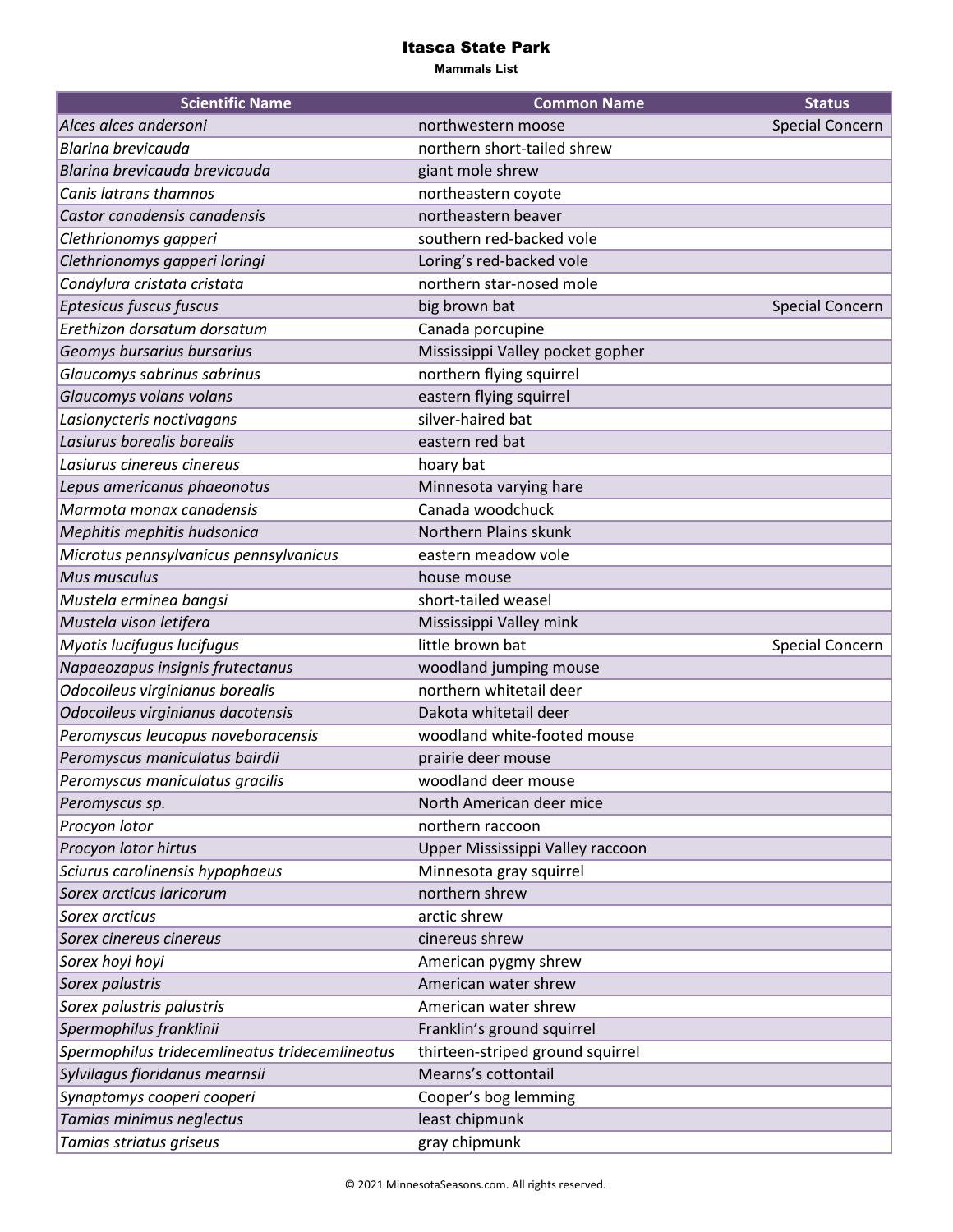# Itasca State Park

**Mammals List**

| Scientific Name | Common Name | Status |
|---|---|---|
| *Alces alces andersoni* | northwestern moose | Special Concern |
| *Blarina brevicauda* | northern short-tailed shrew | |
| *Blarina brevicauda brevicauda* | giant mole shrew | |
| *Canis latrans thamnos* | northeastern coyote | |
| *Castor canadensis canadensis* | northeastern beaver | |
| *Clethrionomys gapperi* | southern red-backed vole | |
| *Clethrionomys gapperi loringi* | Loring’s red-backed vole | |
| *Condylura cristata cristata* | northern star-nosed mole | |
| *Eptesicus fuscus fuscus* | big brown bat | Special Concern |
| *Erethizon dorsatum dorsatum* | Canada porcupine | |
| *Geomys bursarius bursarius* | Mississippi Valley pocket gopher | |
| *Glaucomys sabrinus sabrinus* | northern flying squirrel | |
| *Glaucomys volans volans* | eastern flying squirrel | |
| *Lasionycteris noctivagans* | silver-haired bat | |
| *Lasiurus borealis borealis* | eastern red bat | |
| *Lasiurus cinereus cinereus* | hoary bat | |
| *Lepus americanus phaeonotus* | Minnesota varying hare | |
| *Marmota monax canadensis* | Canada woodchuck | |
| *Mephitis mephitis hudsonica* | Northern Plains skunk | |
| *Microtus pennsylvanicus pennsylvanicus* | eastern meadow vole | |
| *Mus musculus* | house mouse | |
| *Mustela erminea bangsi* | short-tailed weasel | |
| *Mustela vison letifera* | Mississippi Valley mink | |
| *Myotis lucifugus lucifugus* | little brown bat | Special Concern |
| *Napaeozapus insignis frutectanus* | woodland jumping mouse | |
| *Odocoileus virginianus borealis* | northern whitetail deer | |
| *Odocoileus virginianus dacotensis* | Dakota whitetail deer | |
| *Peromyscus leucopus noveboracensis* | woodland white-footed mouse | |
| *Peromyscus maniculatus bairdii* | prairie deer mouse | |
| *Peromyscus maniculatus gracilis* | woodland deer mouse | |
| *Peromyscus sp.* | North American deer mice | |
| *Procyon lotor* | northern raccoon | |
| *Procyon lotor hirtus* | Upper Mississippi Valley raccoon | |
| *Sciurus carolinensis hypophaeus* | Minnesota gray squirrel | |
| *Sorex arcticus laricorum* | northern shrew | |
| *Sorex arcticus* | arctic shrew | |
| *Sorex cinereus cinereus* | cinereus shrew | |
| *Sorex hoyi hoyi* | American pygmy shrew | |
| *Sorex palustris* | American water shrew | |
| *Sorex palustris palustris* | American water shrew | |
| *Spermophilus franklinii* | Franklin’s ground squirrel | |
| *Spermophilus tridecemlineatus tridecemlineatus* | thirteen-striped ground squirrel | |
| *Sylvilagus floridanus mearnsii* | Mearns’s cottontail | |
| *Synaptomys cooperi cooperi* | Cooper’s bog lemming | |
| *Tamias minimus neglectus* | least chipmunk | |
| *Tamias striatus griseus* | gray chipmunk | |

© 2021 MinnesotaSeasons.com. All rights reserved.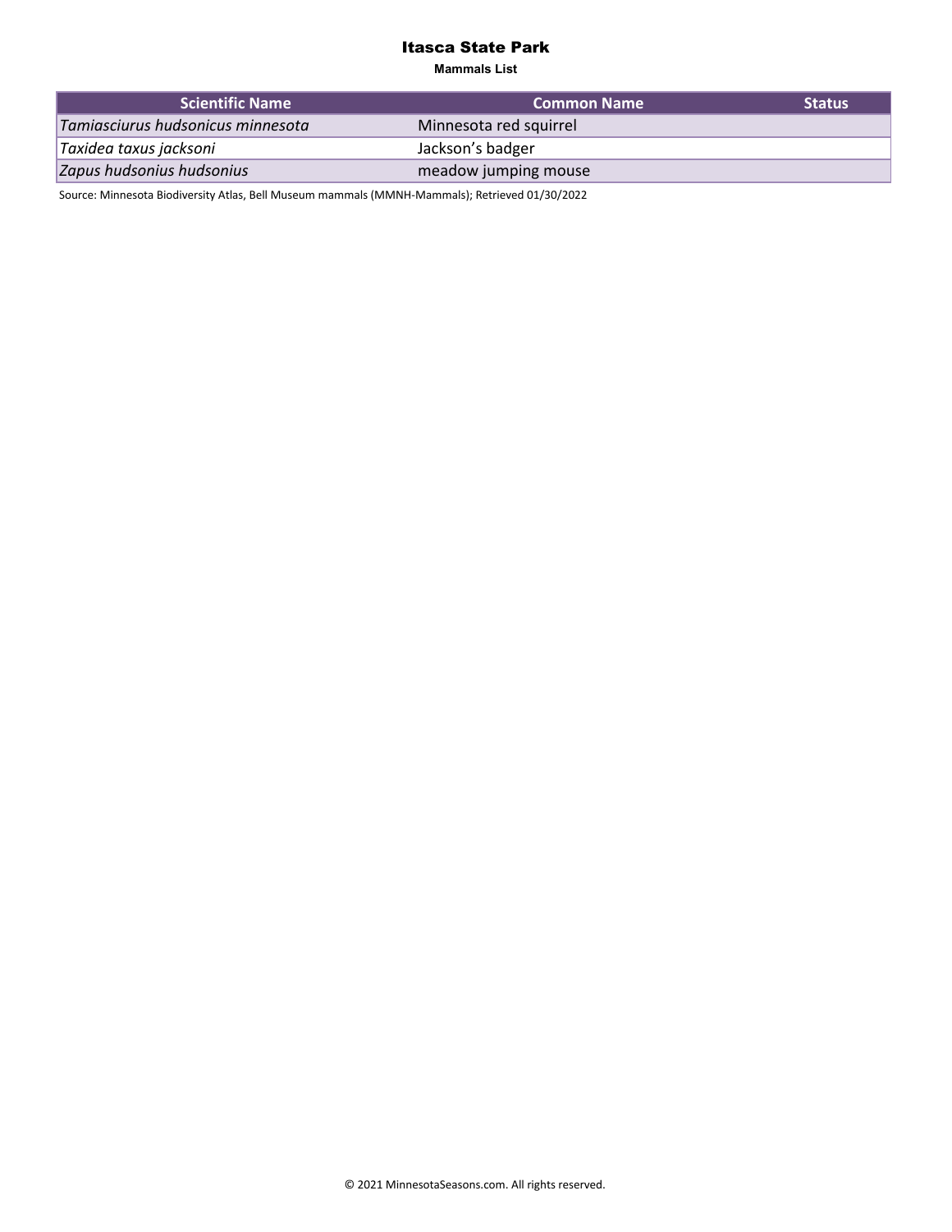# Itasca State Park

**Mammals List**

| Scientific Name | Common Name | Status |
|---|---|---|
| *Tamiasciurus hudsonicus minnesota* | Minnesota red squirrel | |
| *Taxidea taxus jacksoni* | Jackson's badger | |
| *Zapus hudsonius hudsonius* | meadow jumping mouse | |

Source: Minnesota Biodiversity Atlas, Bell Museum mammals (MMNH-Mammals); Retrieved 01/30/2022

© 2021 MinnesotaSeasons.com. All rights reserved.